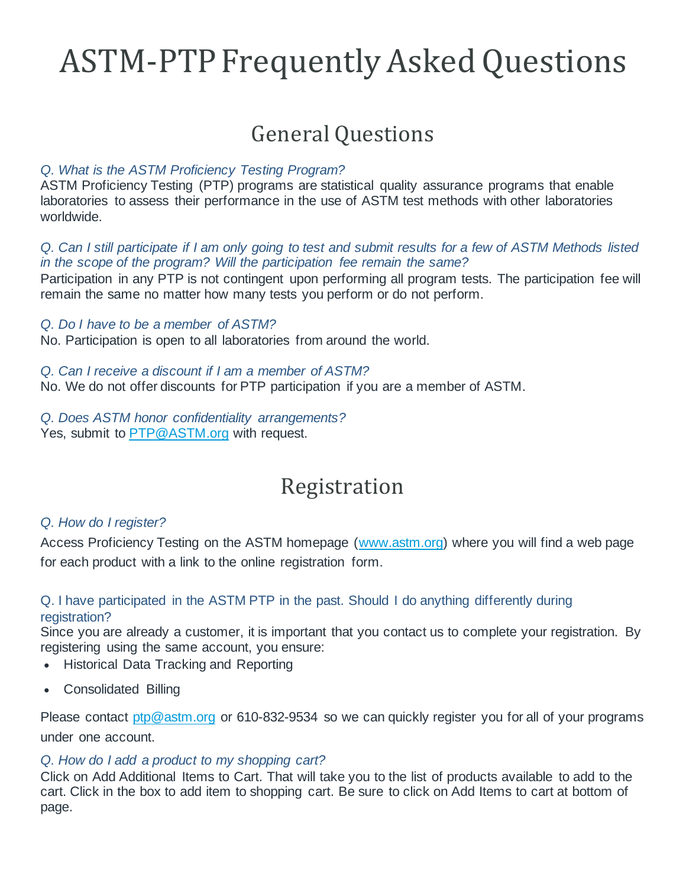# ASTM-PTP Frequently Asked Questions

## General Questions

*Q. What is the ASTM Proficiency Testing Program?*

ASTM Proficiency Testing (PTP) programs are statistical quality assurance programs that enable laboratories to assess their performance in the use of ASTM test methods with other laboratories worldwide.

*Q. Can I still participate if I am only going to test and submit results for a few of ASTM Methods listed in the scope of the program? Will the participation fee remain the same?*

Participation in any PTP is not contingent upon performing all program tests. The participation fee will remain the same no matter how many tests you perform or do not perform.

*Q. Do I have to be a member of ASTM?*

No. Participation is open to all laboratories from around the world.

*Q. Can I receive a discount if I am a member of ASTM?*

No. We do not offer discounts for PTP participation if you are a member of ASTM.

*Q. Does ASTM honor confidentiality arrangements?*

Yes, submit to [PTP@ASTM.org](mailto:PTP@ASTM.org) with request.

## Registration

*Q. How do I register?*

Access Proficiency Testing on the ASTM homepage ([www.astm.org](http://www.astm.org)) where you will find a web page for each product with a link to the online registration form.

Q. I have participated in the ASTM PTP in the past. Should I do anything differently during registration?

Since you are already a customer, it is important that you contact us to complete your registration. By registering using the same account, you ensure:

- Historical Data Tracking and Reporting
- Consolidated Billing

Please contact [ptp@astm.org](mailto:ptp@astm.org) or 610-832-9534 so we can quickly register you for all of your programs under one account.

*Q. How do I add a product to my shopping cart?*

Click on Add Additional Items to Cart. That will take you to the list of products available to add to the cart. Click in the box to add item to shopping cart. Be sure to click on Add Items to cart at bottom of page.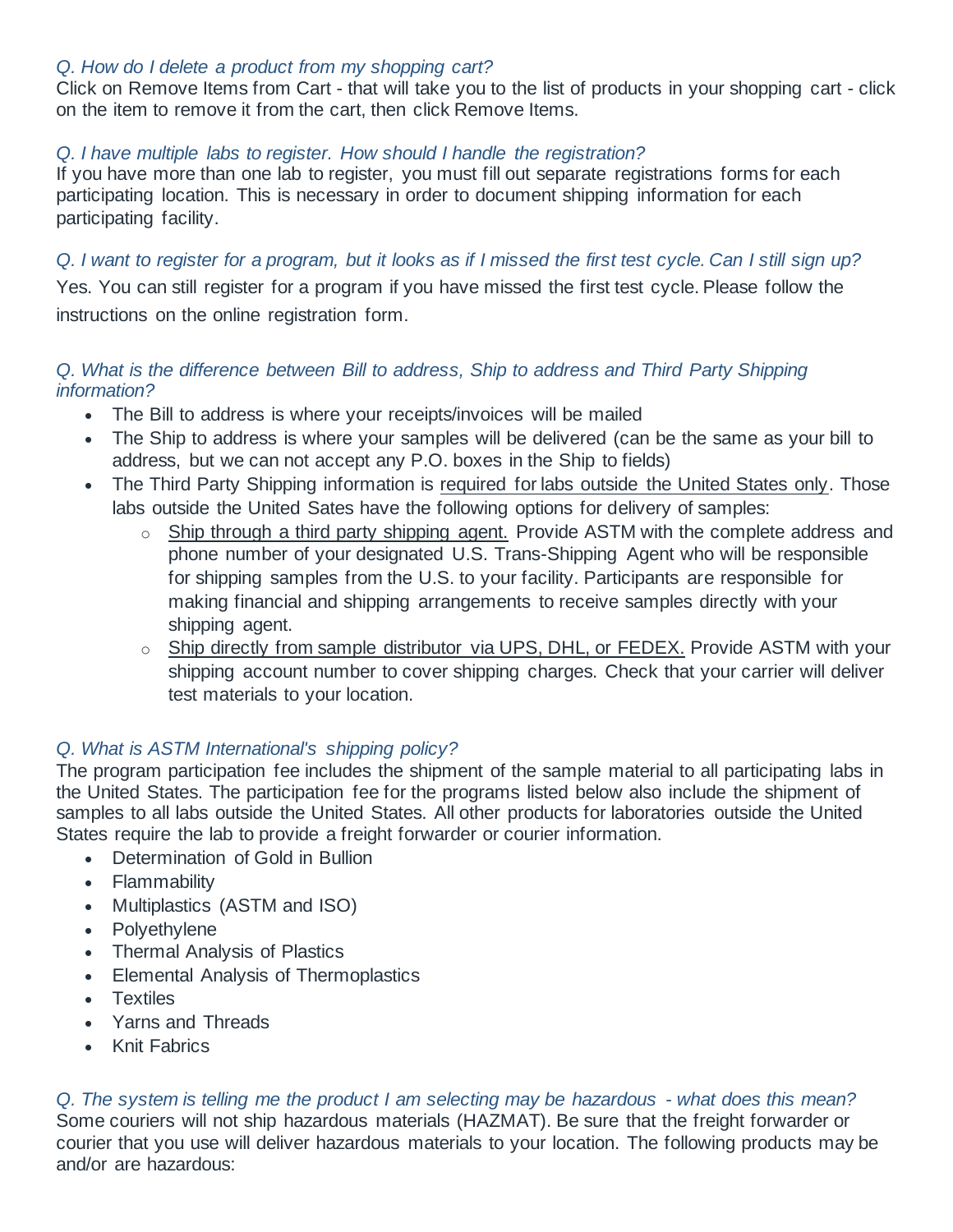*Q. How do I delete a product from my shopping cart?*

Click on Remove Items from Cart - that will take you to the list of products in your shopping cart - click on the item to remove it from the cart, then click Remove Items.

*Q. I have multiple labs to register. How should I handle the registration?*

If you have more than one lab to register, you must fill out separate registrations forms for each participating location. This is necessary in order to document shipping information for each participating facility.

*Q. I want to register for a program, but it looks as if I missed the first test cycle. Can I still sign up?*

Yes. You can still register for a program if you have missed the first test cycle. Please follow the instructions on the online registration form.

*Q. What is the difference between Bill to address, Ship to address and Third Party Shipping information?*

- The Bill to address is where your receipts/invoices will be mailed
- The Ship to address is where your samples will be delivered (can be the same as your bill to address, but we can not accept any P.O. boxes in the Ship to fields)
- The Third Party Shipping information is <u>required for labs outside the United States only</u>. Those labs outside the United Sates have the following options for delivery of samples:
  - <u>Ship through a third party shipping agent.</u> Provide ASTM with the complete address and phone number of your designated U.S. Trans-Shipping Agent who will be responsible for shipping samples from the U.S. to your facility. Participants are responsible for making financial and shipping arrangements to receive samples directly with your shipping agent.
  - <u>Ship directly from sample distributor via UPS, DHL, or FEDEX.</u> Provide ASTM with your shipping account number to cover shipping charges. Check that your carrier will deliver test materials to your location.

*Q. What is ASTM International's shipping policy?*

The program participation fee includes the shipment of the sample material to all participating labs in the United States. The participation fee for the programs listed below also include the shipment of samples to all labs outside the United States. All other products for laboratories outside the United States require the lab to provide a freight forwarder or courier information.

- Determination of Gold in Bullion
- Flammability
- Multiplastics (ASTM and ISO)
- Polyethylene
- Thermal Analysis of Plastics
- Elemental Analysis of Thermoplastics
- Textiles
- Yarns and Threads
- Knit Fabrics

*Q. The system is telling me the product I am selecting may be hazardous - what does this mean?*

Some couriers will not ship hazardous materials (HAZMAT). Be sure that the freight forwarder or courier that you use will deliver hazardous materials to your location. The following products may be and/or are hazardous: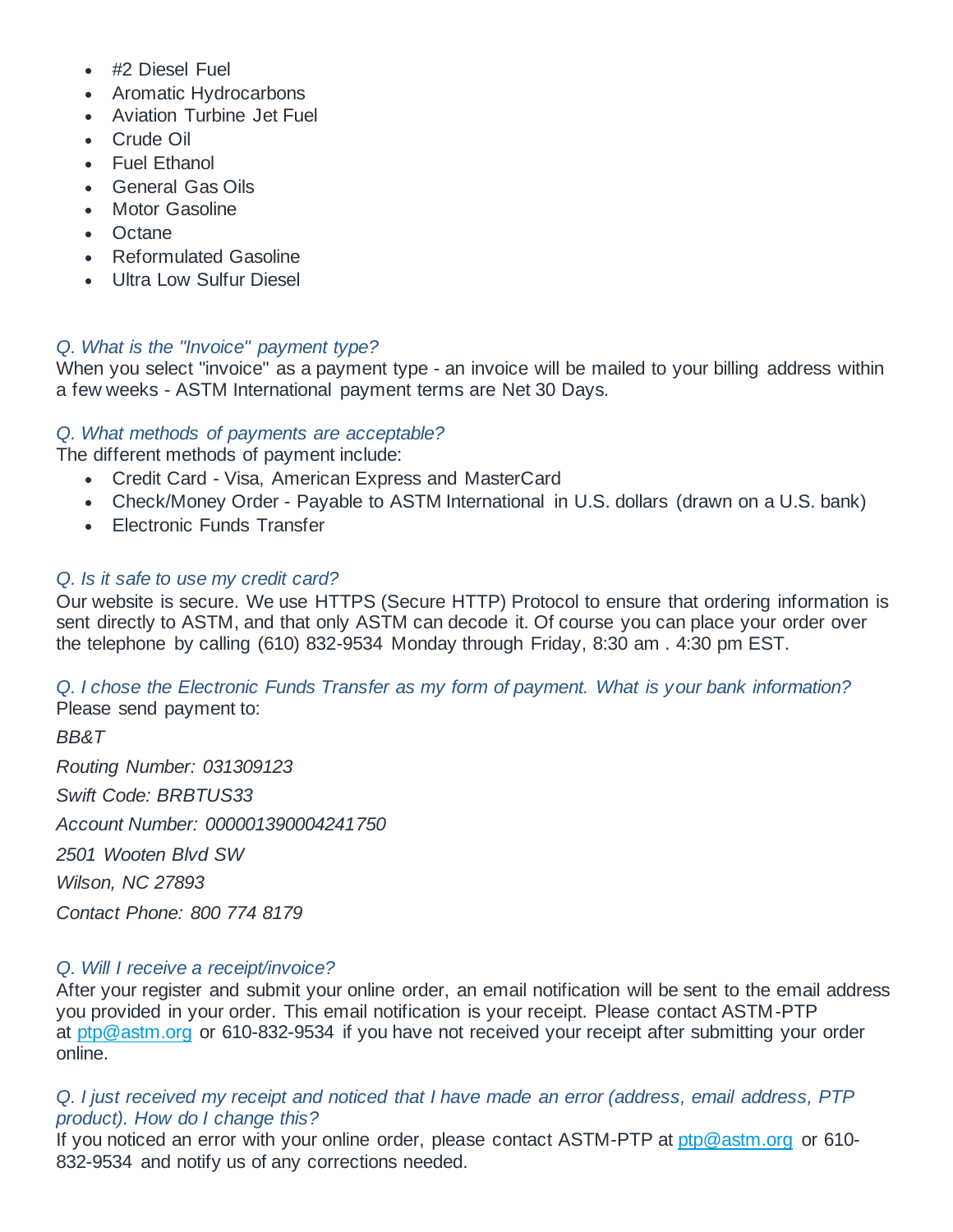- #2 Diesel Fuel
- Aromatic Hydrocarbons
- Aviation Turbine Jet Fuel
- Crude Oil
- Fuel Ethanol
- General Gas Oils
- Motor Gasoline
- Octane
- Reformulated Gasoline
- Ultra Low Sulfur Diesel

*Q. What is the "Invoice" payment type?*
When you select "invoice" as a payment type - an invoice will be mailed to your billing address within a few weeks - ASTM International payment terms are Net 30 Days.

*Q. What methods of payments are acceptable?*
The different methods of payment include:

- Credit Card - Visa, American Express and MasterCard
- Check/Money Order - Payable to ASTM International in U.S. dollars (drawn on a U.S. bank)
- Electronic Funds Transfer

*Q. Is it safe to use my credit card?*
Our website is secure. We use HTTPS (Secure HTTP) Protocol to ensure that ordering information is sent directly to ASTM, and that only ASTM can decode it. Of course you can place your order over the telephone by calling (610) 832-9534 Monday through Friday, 8:30 am . 4:30 pm EST.

*Q. I chose the Electronic Funds Transfer as my form of payment. What is your bank information?*
Please send payment to:

*BB&T*

*Routing Number: 031309123*

*Swift Code: BRBTUS33*

*Account Number: 0000013900042417 50*

*2501 Wooten Blvd SW*

*Wilson, NC 27893*

*Contact Phone: 800 774 8179*

*Q. Will I receive a receipt/invoice?*
After your register and submit your online order, an email notification will be sent to the email address you provided in your order. This email notification is your receipt. Please contact ASTM-PTP at [ptp@astm.org](mailto:ptp@astm.org) or 610-832-9534 if you have not received your receipt after submitting your order online.

*Q. I just received my receipt and noticed that I have made an error (address, email address, PTP product). How do I change this?*
If you noticed an error with your online order, please contact ASTM-PTP at [ptp@astm.org](mailto:ptp@astm.org) or 610-832-9534 and notify us of any corrections needed.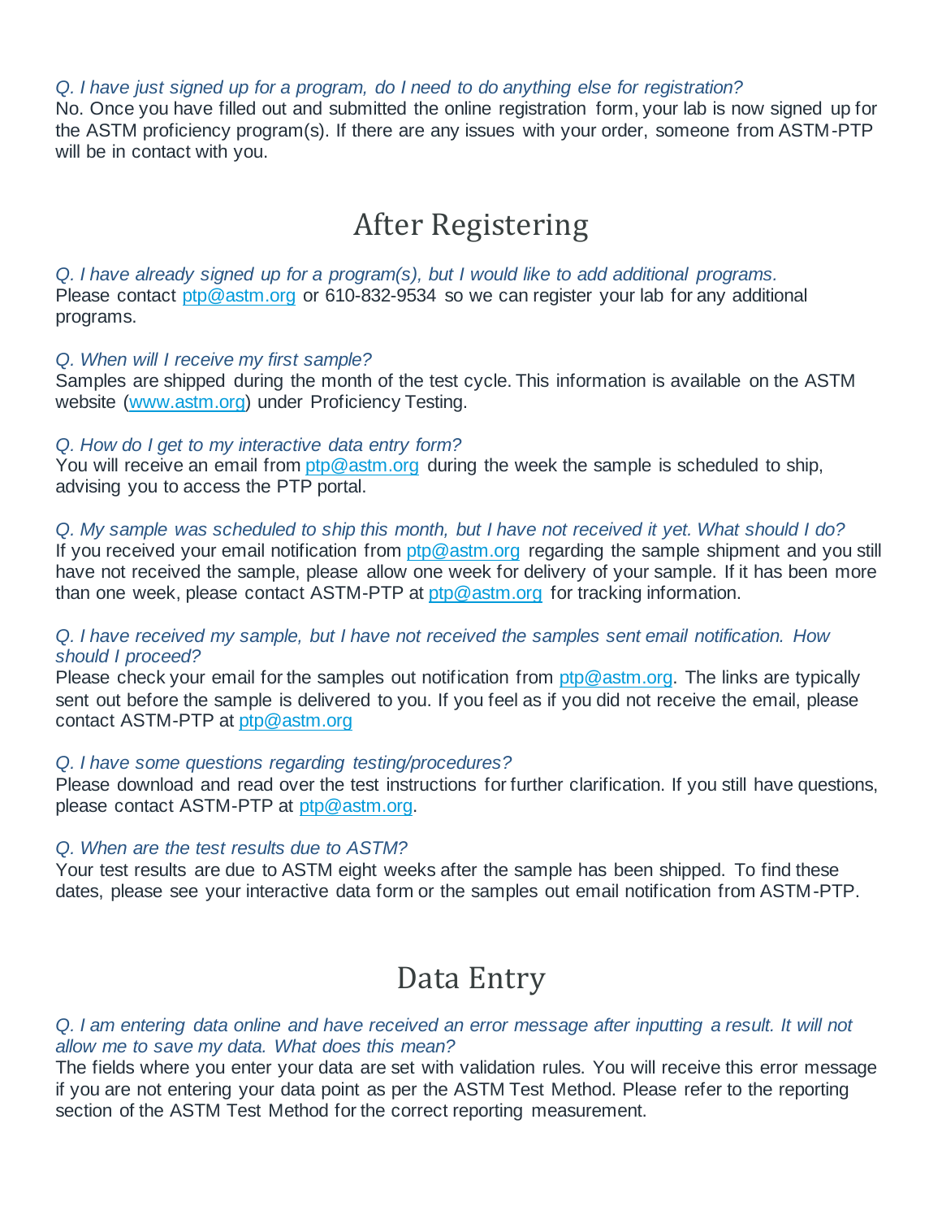*Q. I have just signed up for a program, do I need to do anything else for registration?*
No. Once you have filled out and submitted the online registration form, your lab is now signed up for the ASTM proficiency program(s). If there are any issues with your order, someone from ASTM-PTP will be in contact with you.

# After Registering

*Q. I have already signed up for a program(s), but I would like to add additional programs.*
Please contact [ptp@astm.org](mailto:ptp@astm.org) or 610-832-9534 so we can register your lab for any additional programs.

*Q. When will I receive my first sample?*
Samples are shipped during the month of the test cycle. This information is available on the ASTM website ([www.astm.org](http://www.astm.org)) under Proficiency Testing.

*Q. How do I get to my interactive data entry form?*
You will receive an email from [ptp@astm.org](mailto:ptp@astm.org) during the week the sample is scheduled to ship, advising you to access the PTP portal.

*Q. My sample was scheduled to ship this month, but I have not received it yet. What should I do?*
If you received your email notification from [ptp@astm.org](mailto:ptp@astm.org) regarding the sample shipment and you still have not received the sample, please allow one week for delivery of your sample. If it has been more than one week, please contact ASTM-PTP at [ptp@astm.org](mailto:ptp@astm.org) for tracking information.

*Q. I have received my sample, but I have not received the samples sent email notification. How should I proceed?*
Please check your email for the samples out notification from [ptp@astm.org](mailto:ptp@astm.org). The links are typically sent out before the sample is delivered to you. If you feel as if you did not receive the email, please contact ASTM-PTP at [ptp@astm.org](mailto:ptp@astm.org)

*Q. I have some questions regarding testing/procedures?*
Please download and read over the test instructions for further clarification. If you still have questions, please contact ASTM-PTP at [ptp@astm.org](mailto:ptp@astm.org).

*Q. When are the test results due to ASTM?*
Your test results are due to ASTM eight weeks after the sample has been shipped. To find these dates, please see your interactive data form or the samples out email notification from ASTM-PTP.

# Data Entry

*Q. I am entering data online and have received an error message after inputting a result. It will not allow me to save my data. What does this mean?*
The fields where you enter your data are set with validation rules. You will receive this error message if you are not entering your data point as per the ASTM Test Method. Please refer to the reporting section of the ASTM Test Method for the correct reporting measurement.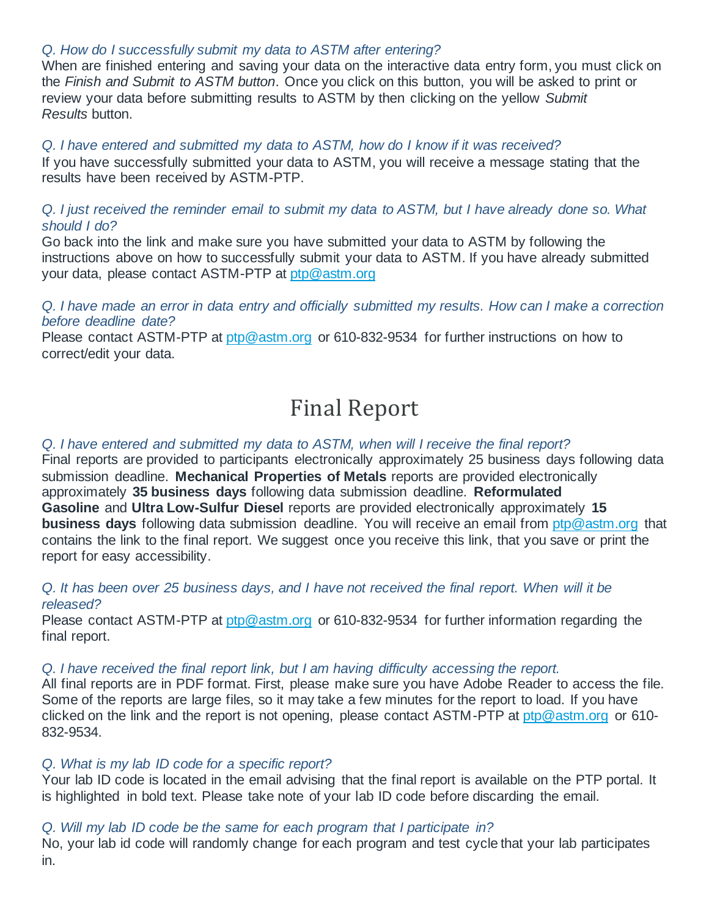*Q. How do I successfully submit my data to ASTM after entering?*
When are finished entering and saving your data on the interactive data entry form, you must click on the *Finish and Submit to ASTM button*. Once you click on this button, you will be asked to print or review your data before submitting results to ASTM by then clicking on the yellow *Submit Results* button.

*Q. I have entered and submitted my data to ASTM, how do I know if it was received?*
If you have successfully submitted your data to ASTM, you will receive a message stating that the results have been received by ASTM-PTP.

*Q. I just received the reminder email to submit my data to ASTM, but I have already done so. What should I do?*
Go back into the link and make sure you have submitted your data to ASTM by following the instructions above on how to successfully submit your data to ASTM. If you have already submitted your data, please contact ASTM-PTP at ptp@astm.org

*Q. I have made an error in data entry and officially submitted my results. How can I make a correction before deadline date?*
Please contact ASTM-PTP at ptp@astm.org or 610-832-9534 for further instructions on how to correct/edit your data.

# Final Report

*Q. I have entered and submitted my data to ASTM, when will I receive the final report?*
Final reports are provided to participants electronically approximately 25 business days following data submission deadline. **Mechanical Properties of Metals** reports are provided electronically approximately **35 business days** following data submission deadline. **Reformulated Gasoline** and **Ultra Low-Sulfur Diesel** reports are provided electronically approximately **15 business days** following data submission deadline. You will receive an email from ptp@astm.org that contains the link to the final report. We suggest once you receive this link, that you save or print the report for easy accessibility.

*Q. It has been over 25 business days, and I have not received the final report. When will it be released?*
Please contact ASTM-PTP at ptp@astm.org or 610-832-9534 for further information regarding the final report.

*Q. I have received the final report link, but I am having difficulty accessing the report.*
All final reports are in PDF format. First, please make sure you have Adobe Reader to access the file. Some of the reports are large files, so it may take a few minutes for the report to load. If you have clicked on the link and the report is not opening, please contact ASTM-PTP at ptp@astm.org or 610-832-9534.

*Q. What is my lab ID code for a specific report?*
Your lab ID code is located in the email advising that the final report is available on the PTP portal. It is highlighted in bold text. Please take note of your lab ID code before discarding the email.

*Q. Will my lab ID code be the same for each program that I participate in?*
No, your lab id code will randomly change for each program and test cycle that your lab participates in.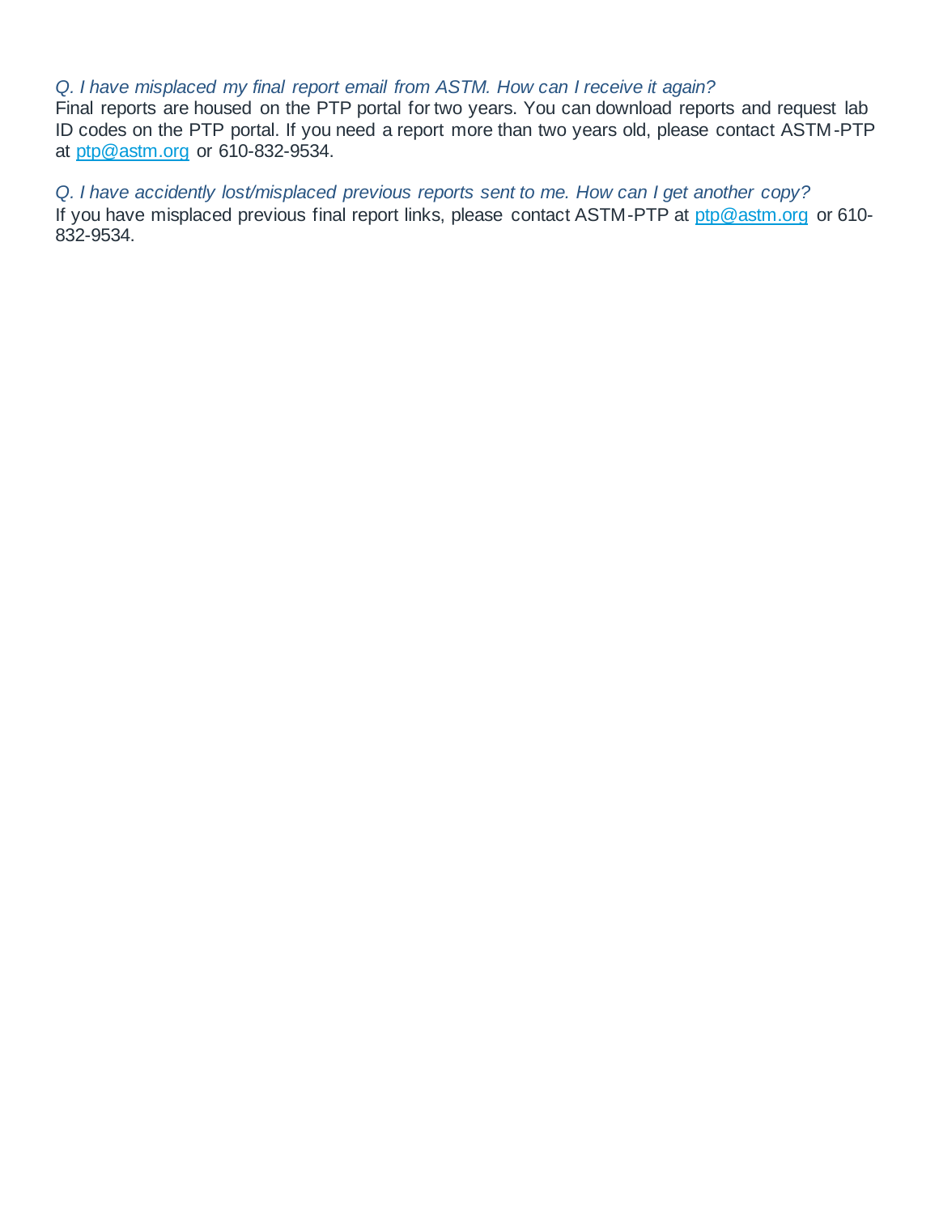*Q. I have misplaced my final report email from ASTM. How can I receive it again?*

Final reports are housed on the PTP portal for two years. You can download reports and request lab ID codes on the PTP portal. If you need a report more than two years old, please contact ASTM-PTP at [ptp@astm.org](mailto:ptp@astm.org) or 610-832-9534.

*Q. I have accidently lost/misplaced previous reports sent to me. How can I get another copy?*

If you have misplaced previous final report links, please contact ASTM-PTP at [ptp@astm.org](mailto:ptp@astm.org) or 610-832-9534.